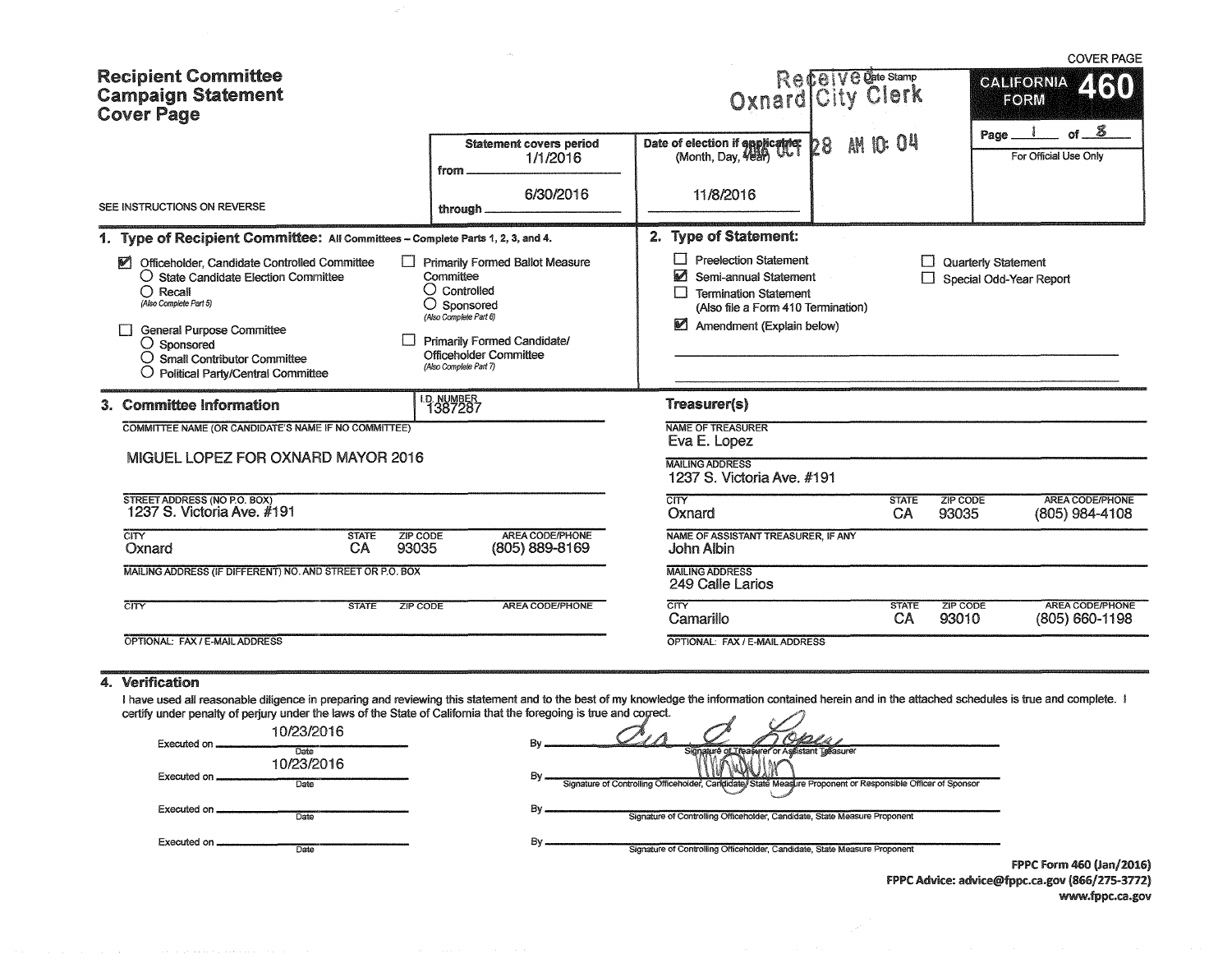COVER PAGE

# Recipient Committee Campaign Statement Cover Page

**CALIFORNIA FORM 460**

Page 1 of 8

For Official Use Only

Received Oxnard City Clerk

Date Stamp

2016 OCT 28 AM 10: 04

SEE INSTRUCTIONS ON REVERSE

| Statement covers period | Date of election if applicable: (Month, Day, Year) |
|---|---|
| from 1/1/2016 | |
| through 6/30/2016 | 11/8/2016 |

## 1. Type of Recipient Committee: All Committees – Complete Parts 1, 2, 3, and 4.

- [x] Officeholder, Candidate Controlled Committee
  - ○ State Candidate Election Committee
  - ○ Recall *(Also Complete Part 5)*
- [ ] General Purpose Committee
  - ○ Sponsored
  - ○ Small Contributor Committee
  - ○ Political Party/Central Committee
- [ ] Primarily Formed Ballot Measure Committee
  - ○ Controlled
  - ○ Sponsored *(Also Complete Part 6)*
- [ ] Primarily Formed Candidate/ Officeholder Committee *(Also Complete Part 7)*

## 2. Type of Statement:

- [ ] Preelection Statement
- [x] Semi-annual Statement
- [ ] Termination Statement (Also file a Form 410 Termination)
- [x] Amendment (Explain below)
- [ ] Quarterly Statement
- [ ] Special Odd-Year Report

## 3. Committee Information

I.D. NUMBER 1387287

COMMITTEE NAME (OR CANDIDATE'S NAME IF NO COMMITTEE)
MIGUEL LOPEZ FOR OXNARD MAYOR 2016

STREET ADDRESS (NO P.O. BOX)
1237 S. Victoria Ave. #191

| CITY | STATE | ZIP CODE | AREA CODE/PHONE |
|---|---|---|---|
| Oxnard | CA | 93035 | (805) 889-8169 |

MAILING ADDRESS (IF DIFFERENT) NO. AND STREET OR P.O. BOX

| CITY | STATE | ZIP CODE | AREA CODE/PHONE |
|---|---|---|---|
| | | | |

OPTIONAL: FAX / E-MAIL ADDRESS

### Treasurer(s)

NAME OF TREASURER
Eva E. Lopez

MAILING ADDRESS
1237 S. Victoria Ave. #191

| CITY | STATE | ZIP CODE | AREA CODE/PHONE |
|---|---|---|---|
| Oxnard | CA | 93035 | (805) 984-4108 |

NAME OF ASSISTANT TREASURER, IF ANY
John Albin

MAILING ADDRESS
249 Calle Larios

| CITY | STATE | ZIP CODE | AREA CODE/PHONE |
|---|---|---|---|
| Camarillo | CA | 93010 | (805) 660-1198 |

OPTIONAL: FAX / E-MAIL ADDRESS

## 4. Verification

I have used all reasonable diligence in preparing and reviewing this statement and to the best of my knowledge the information contained herein and in the attached schedules is true and complete. I certify under penalty of perjury under the laws of the State of California that the foregoing is true and correct.

Executed on 10/23/2016 (Date) By [signature] Signature of Treasurer or Assistant Treasurer

Executed on 10/23/2016 (Date) By [signature] Signature of Controlling Officeholder, Candidate, State Measure Proponent or Responsible Officer of Sponsor

Executed on ______ (Date) By ______ Signature of Controlling Officeholder, Candidate, State Measure Proponent

Executed on ______ (Date) By ______ Signature of Controlling Officeholder, Candidate, State Measure Proponent

FPPC Form 460 (Jan/2016)
FPPC Advice: advice@fppc.ca.gov (866/275-3772)
www.fppc.ca.gov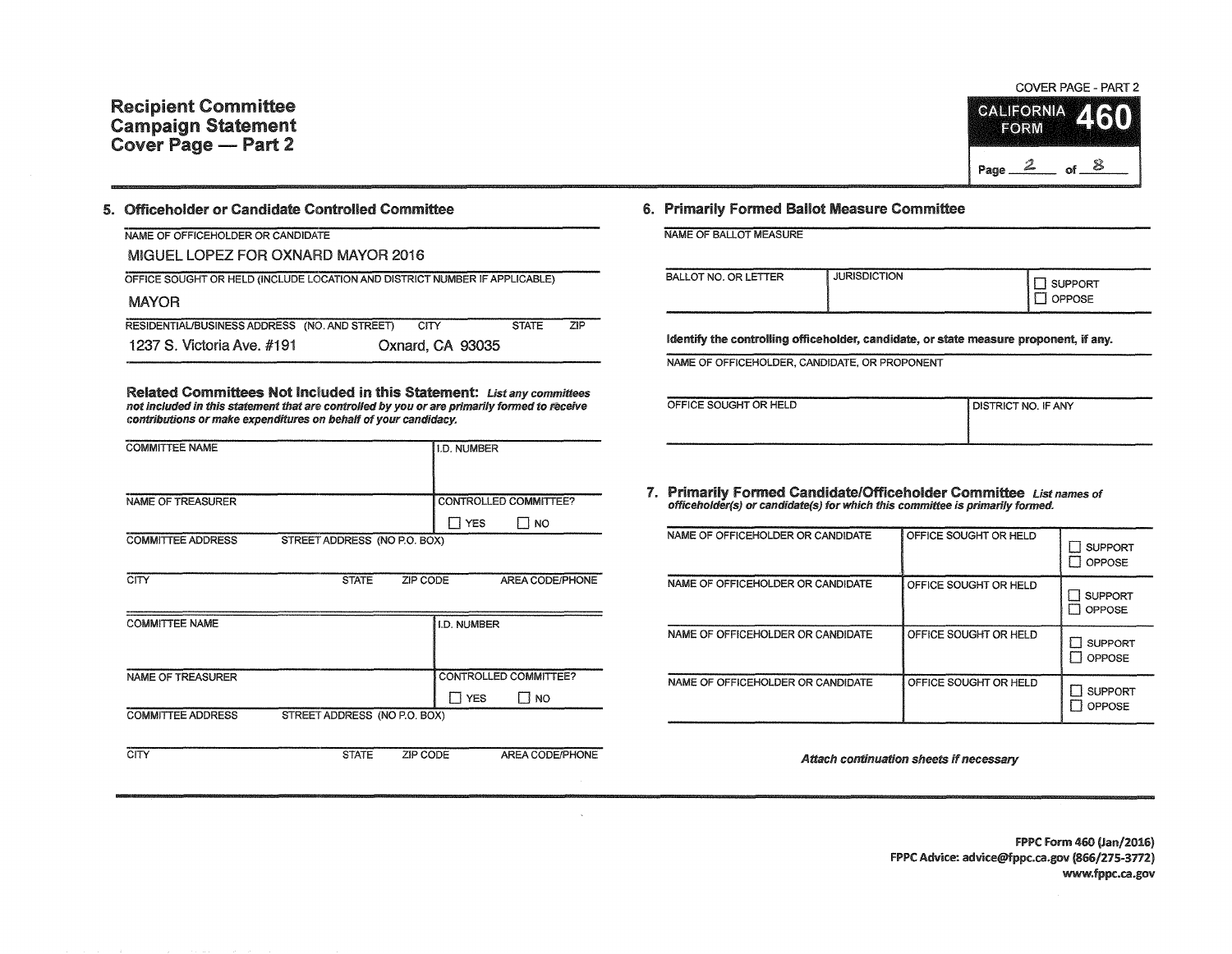# Recipient Committee Campaign Statement Cover Page — Part 2

COVER PAGE - PART 2

CALIFORNIA FORM **460**

## 5. Officeholder or Candidate Controlled Committee

NAME OF OFFICEHOLDER OR CANDIDATE

MIGUEL LOPEZ FOR OXNARD MAYOR 2016

OFFICE SOUGHT OR HELD (INCLUDE LOCATION AND DISTRICT NUMBER IF APPLICABLE)

MAYOR

| RESIDENTIAL/BUSINESS ADDRESS (NO. AND STREET) | CITY | STATE | ZIP |
|---|---|---|---|
| 1237 S. Victoria Ave. #191 | Oxnard, | CA | 93035 |

**Related Committees Not Included in this Statement:** *List any committees not included in this statement that are controlled by you or are primarily formed to receive contributions or make expenditures on behalf of your candidacy.*

| | |
|---|---|
| COMMITTEE NAME | I.D. NUMBER |
| NAME OF TREASURER | CONTROLLED COMMITTEE? ☐ YES ☐ NO |
| COMMITTEE ADDRESS — STREET ADDRESS (NO P.O. BOX) | |
| CITY / STATE / ZIP CODE | AREA CODE/PHONE |

| | |
|---|---|
| COMMITTEE NAME | I.D. NUMBER |
| NAME OF TREASURER | CONTROLLED COMMITTEE? ☐ YES ☐ NO |
| COMMITTEE ADDRESS — STREET ADDRESS (NO P.O. BOX) | |
| CITY / STATE / ZIP CODE | AREA CODE/PHONE |

## 6. Primarily Formed Ballot Measure Committee

NAME OF BALLOT MEASURE

| BALLOT NO. OR LETTER | JURISDICTION | ☐ SUPPORT ☐ OPPOSE |
|---|---|---|
| | | |

**Identify the controlling officeholder, candidate, or state measure proponent, if any.**

NAME OF OFFICEHOLDER, CANDIDATE, OR PROPONENT

| OFFICE SOUGHT OR HELD | DISTRICT NO. IF ANY |
|---|---|
| | |

## 7. Primarily Formed Candidate/Officeholder Committee

*List names of officeholder(s) or candidate(s) for which this committee is primarily formed.*

| NAME OF OFFICEHOLDER OR CANDIDATE | OFFICE SOUGHT OR HELD | |
|---|---|---|
| | | ☐ SUPPORT ☐ OPPOSE |
| NAME OF OFFICEHOLDER OR CANDIDATE | OFFICE SOUGHT OR HELD | ☐ SUPPORT ☐ OPPOSE |
| NAME OF OFFICEHOLDER OR CANDIDATE | OFFICE SOUGHT OR HELD | ☐ SUPPORT ☐ OPPOSE |
| NAME OF OFFICEHOLDER OR CANDIDATE | OFFICE SOUGHT OR HELD | ☐ SUPPORT ☐ OPPOSE |

*Attach continuation sheets if necessary*

FPPC Form 460 (Jan/2016)
FPPC Advice: advice@fppc.ca.gov (866/275-3772)
www.fppc.ca.gov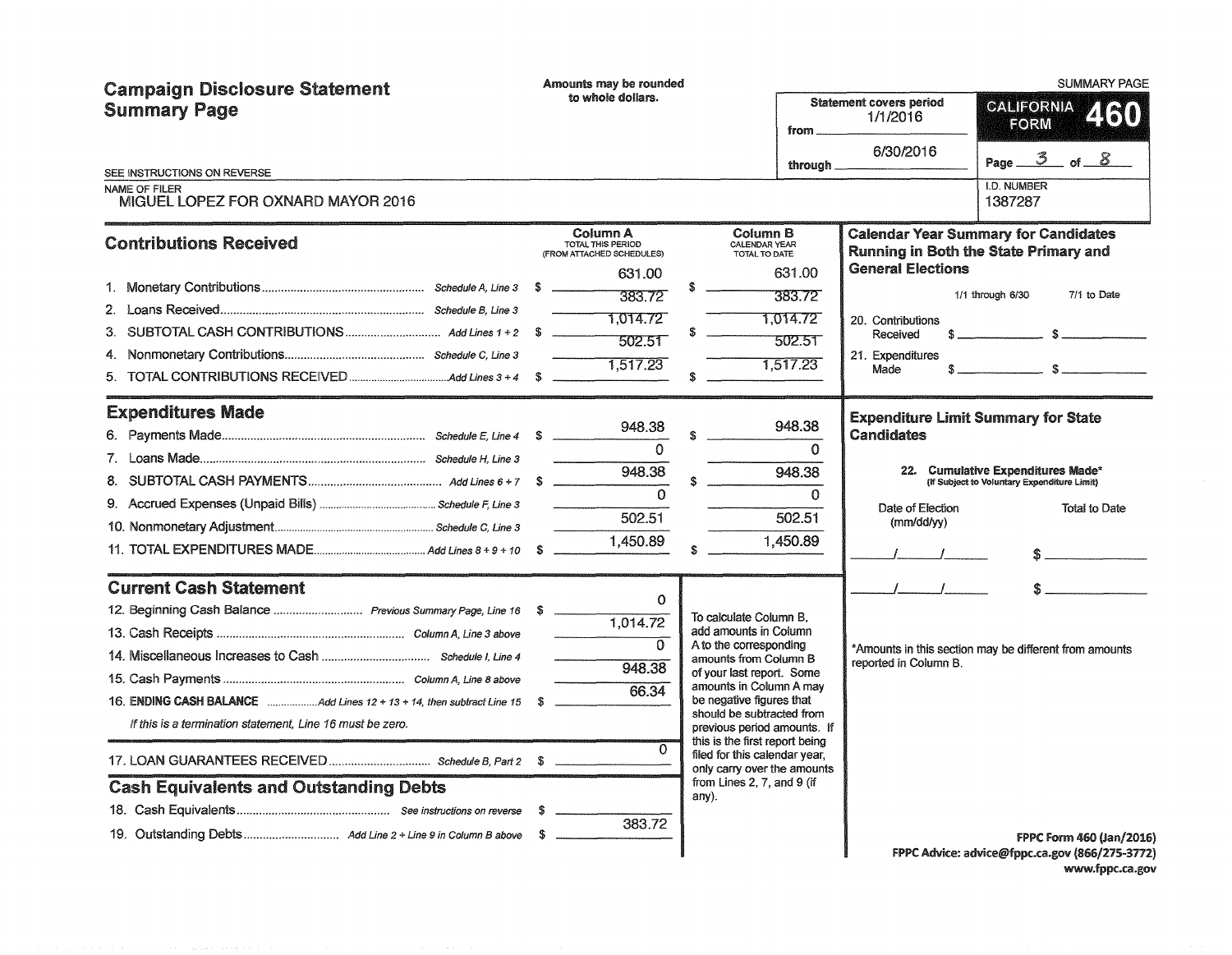# Campaign Disclosure Statement Summary Page

Amounts may be rounded to whole dollars.

SUMMARY PAGE

Statement covers period from 1/1/2016 through 6/30/2016

**CALIFORNIA FORM 460**

Page 3 of 8

SEE INSTRUCTIONS ON REVERSE

NAME OF FILER
MIGUEL LOPEZ FOR OXNARD MAYOR 2016

I.D. NUMBER
1387287

## Contributions Received

| | | Column A TOTAL THIS PERIOD (FROM ATTACHED SCHEDULES) | Column B CALENDAR YEAR TOTAL TO DATE |
|---|---|---|---|
| 1. Monetary Contributions | Schedule A, Line 3 | $ 631.00 | $ 631.00 |
| 2. Loans Received | Schedule B, Line 3 | 383.72 | 383.72 |
| 3. SUBTOTAL CASH CONTRIBUTIONS | Add Lines 1 + 2 | $ 1,014.72 | $ 1,014.72 |
| 4. Nonmonetary Contributions | Schedule C, Line 3 | 502.51 | 502.51 |
| 5. TOTAL CONTRIBUTIONS RECEIVED | Add Lines 3 + 4 | $ 1,517.23 | $ 1,517.23 |

## Expenditures Made

| | | Column A | Column B |
|---|---|---|---|
| 6. Payments Made | Schedule E, Line 4 | $ 948.38 | $ 948.38 |
| 7. Loans Made | Schedule H, Line 3 | 0 | 0 |
| 8. SUBTOTAL CASH PAYMENTS | Add Lines 6 + 7 | $ 948.38 | $ 948.38 |
| 9. Accrued Expenses (Unpaid Bills) | Schedule F, Line 3 | 0 | 0 |
| 10. Nonmonetary Adjustment | Schedule C, Line 3 | 502.51 | 502.51 |
| 11. TOTAL EXPENDITURES MADE | Add Lines 8 + 9 + 10 | $ 1,450.89 | $ 1,450.89 |

## Current Cash Statement

| | | |
|---|---|---|
| 12. Beginning Cash Balance | Previous Summary Page, Line 16 | $ 0 |
| 13. Cash Receipts | Column A, Line 3 above | 1,014.72 |
| 14. Miscellaneous Increases to Cash | Schedule I, Line 4 | 0 |
| 15. Cash Payments | Column A, Line 8 above | 948.38 |
| 16. **ENDING CASH BALANCE** | Add Lines 12 + 13 + 14, then subtract Line 15 | $ 66.34 |

*If this is a termination statement, Line 16 must be zero.*

| | | |
|---|---|---|
| 17. LOAN GUARANTEES RECEIVED | Schedule B, Part 2 | $ 0 |

To calculate Column B, add amounts in Column A to the corresponding amounts from Column B of your last report. Some amounts in Column A may be negative figures that should be subtracted from previous period amounts. If this is the first report being filed for this calendar year, only carry over the amounts from Lines 2, 7, and 9 (if any).

## Cash Equivalents and Outstanding Debts

| | | |
|---|---|---|
| 18. Cash Equivalents | See instructions on reverse | $ |
| 19. Outstanding Debts | Add Line 2 + Line 9 in Column B above | $ 383.72 |

## Calendar Year Summary for Candidates Running in Both the State Primary and General Elections

| | 1/1 through 6/30 | 7/1 to Date |
|---|---|---|
| 20. Contributions Received | $ | $ |
| 21. Expenditures Made | $ | $ |

## Expenditure Limit Summary for State Candidates

22. **Cumulative Expenditures Made*** (If Subject to Voluntary Expenditure Limit)

| Date of Election (mm/dd/yy) | Total to Date |
|---|---|
| / / | $ |
| / / | $ |

*Amounts in this section may be different from amounts reported in Column B.

FPPC Form 460 (Jan/2016)
FPPC Advice: advice@fppc.ca.gov (866/275-3772)
www.fppc.ca.gov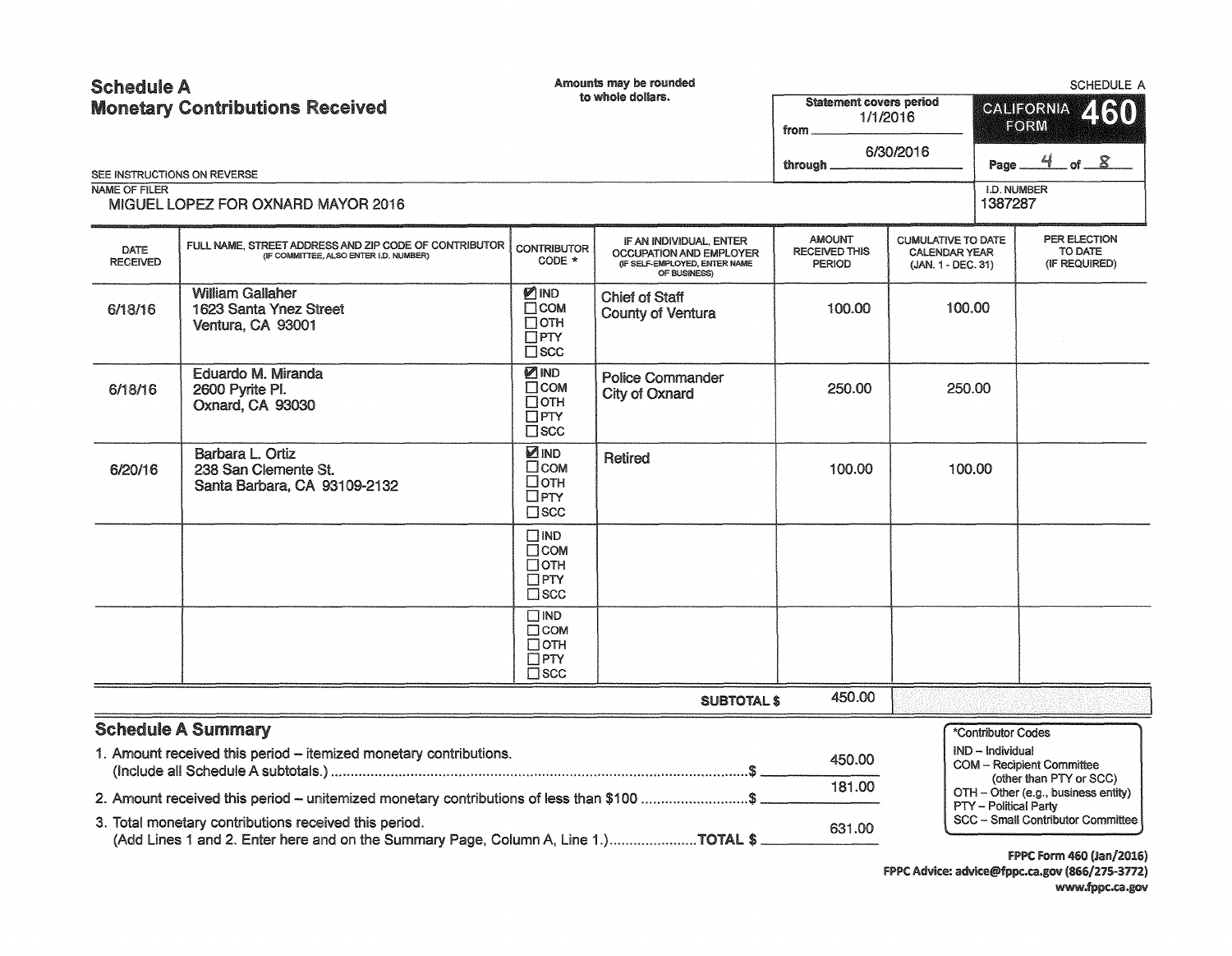# Schedule A
## Monetary Contributions Received

Amounts may be rounded to whole dollars.

SEE INSTRUCTIONS ON REVERSE

Statement covers period from 1/1/2016 through 6/30/2016

SCHEDULE A
CALIFORNIA FORM **460**

Page 4 of 8

NAME OF FILER
MIGUEL LOPEZ FOR OXNARD MAYOR 2016

I.D. NUMBER
1387287

| DATE RECEIVED | FULL NAME, STREET ADDRESS AND ZIP CODE OF CONTRIBUTOR (IF COMMITTEE, ALSO ENTER I.D. NUMBER) | CONTRIBUTOR CODE * | IF AN INDIVIDUAL, ENTER OCCUPATION AND EMPLOYER (IF SELF-EMPLOYED, ENTER NAME OF BUSINESS) | AMOUNT RECEIVED THIS PERIOD | CUMULATIVE TO DATE CALENDAR YEAR (JAN. 1 - DEC. 31) | PER ELECTION TO DATE (IF REQUIRED) |
|---|---|---|---|---|---|---|
| 6/18/16 | William Gallaher<br>1623 Santa Ynez Street<br>Ventura, CA 93001 | ☑ IND ☐ COM ☐ OTH ☐ PTY ☐ SCC | Chief of Staff<br>County of Ventura | 100.00 | 100.00 | |
| 6/18/16 | Eduardo M. Miranda<br>2600 Pyrite Pl.<br>Oxnard, CA 93030 | ☑ IND ☐ COM ☐ OTH ☐ PTY ☐ SCC | Police Commander<br>City of Oxnard | 250.00 | 250.00 | |
| 6/20/16 | Barbara L. Ortiz<br>238 San Clemente St.<br>Santa Barbara, CA 93109-2132 | ☑ IND ☐ COM ☐ OTH ☐ PTY ☐ SCC | Retired | 100.00 | 100.00 | |
| | | ☐ IND ☐ COM ☐ OTH ☐ PTY ☐ SCC | | | | |
| | | ☐ IND ☐ COM ☐ OTH ☐ PTY ☐ SCC | | | | |
| | | | **SUBTOTAL $** | 450.00 | | |

## Schedule A Summary

1. Amount received this period – itemized monetary contributions. (Include all Schedule A subtotals.) .......... $ 450.00
2. Amount received this period – unitemized monetary contributions of less than $100 .......... $ 181.00
3. Total monetary contributions received this period. (Add Lines 1 and 2. Enter here and on the Summary Page, Column A, Line 1.) .......... **TOTAL $** 631.00

*Contributor Codes
- IND – Individual
- COM – Recipient Committee (other than PTY or SCC)
- OTH – Other (e.g., business entity)
- PTY – Political Party
- SCC – Small Contributor Committee

FPPC Form 460 (Jan/2016)
FPPC Advice: advice@fppc.ca.gov (866/275-3772)
www.fppc.ca.gov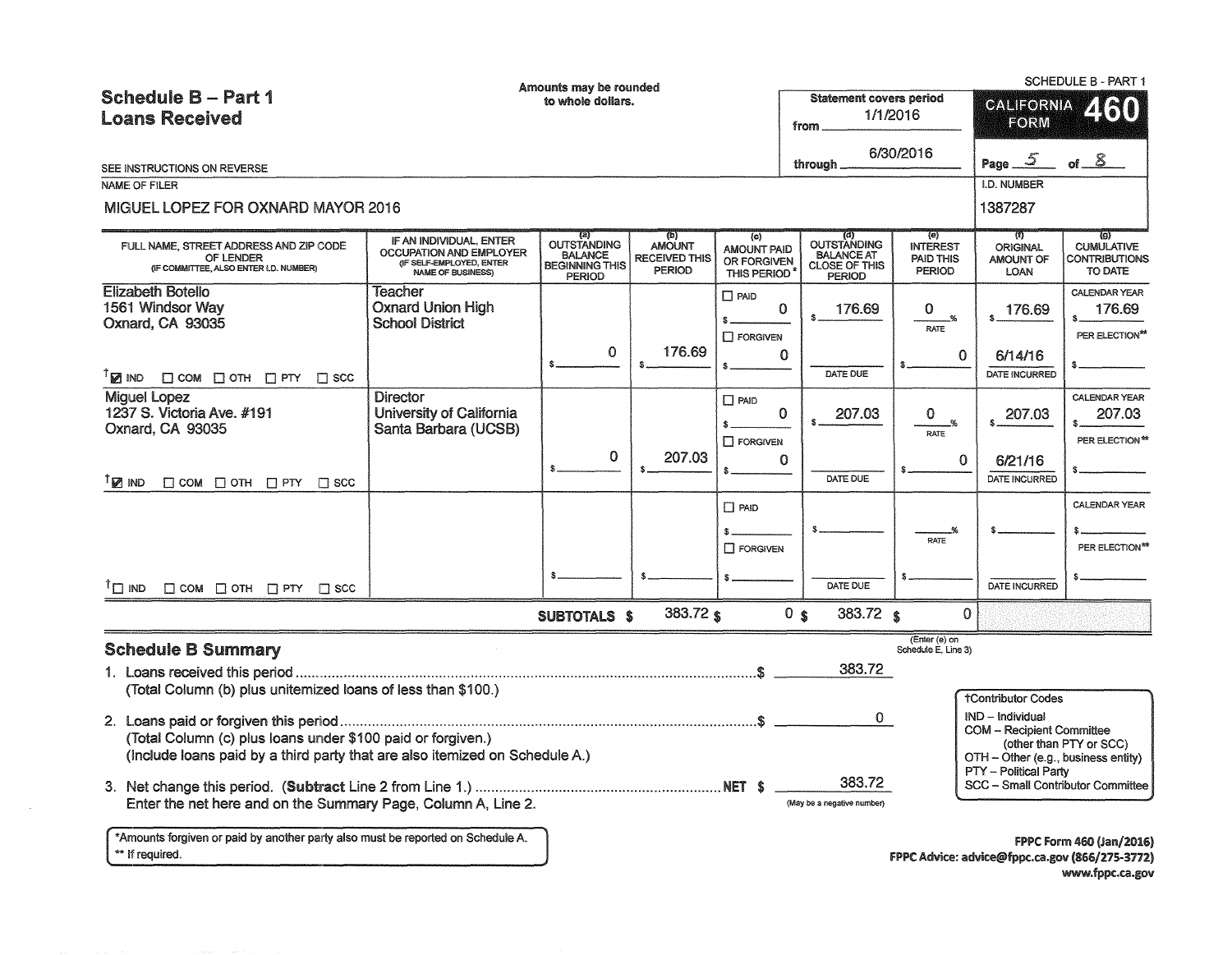# Schedule B – Part 1
## Loans Received

Amounts may be rounded to whole dollars.

SCHEDULE B - PART 1

CALIFORNIA FORM **460**

Statement covers period from 1/1/2016 through 6/30/2016

SEE INSTRUCTIONS ON REVERSE

NAME OF FILER: MIGUEL LOPEZ FOR OXNARD MAYOR 2016

I.D. NUMBER: 1387287

| FULL NAME, STREET ADDRESS AND ZIP CODE OF LENDER (IF COMMITTEE, ALSO ENTER I.D. NUMBER) | IF AN INDIVIDUAL, ENTER OCCUPATION AND EMPLOYER (IF SELF-EMPLOYED, ENTER NAME OF BUSINESS) | (a) OUTSTANDING BALANCE BEGINNING THIS PERIOD | (b) AMOUNT RECEIVED THIS PERIOD | (c) AMOUNT PAID OR FORGIVEN THIS PERIOD* | (d) OUTSTANDING BALANCE AT CLOSE OF THIS PERIOD | (e) INTEREST PAID THIS PERIOD | (f) ORIGINAL AMOUNT OF LOAN | (g) CUMULATIVE CONTRIBUTIONS TO DATE |
|---|---|---|---|---|---|---|---|---|
| Elizabeth Botello<br>1561 Windsor Way<br>Oxnard, CA 93035<br>†☑ IND ☐ COM ☐ OTH ☐ PTY ☐ SCC | Teacher<br>Oxnard Union High School District | $ 0 | $ 176.69 | ☐ PAID $ 0<br>☐ FORGIVEN $ 0 | $ 176.69<br>DATE DUE: | 0 % RATE<br>$ 0 | $ 176.69<br>6/14/16 DATE INCURRED | CALENDAR YEAR $ 176.69<br>PER ELECTION** $ |
| Miguel Lopez<br>1237 S. Victoria Ave. #191<br>Oxnard, CA 93035<br>†☑ IND ☐ COM ☐ OTH ☐ PTY ☐ SCC | Director<br>University of California Santa Barbara (UCSB) | $ 0 | $ 207.03 | ☐ PAID $ 0<br>☐ FORGIVEN $ 0 | $ 207.03<br>DATE DUE: | 0 % RATE<br>$ 0 | $ 207.03<br>6/21/16 DATE INCURRED | CALENDAR YEAR $ 207.03<br>PER ELECTION** $ |
| †☐ IND ☐ COM ☐ OTH ☐ PTY ☐ SCC | | $ | $ | ☐ PAID $<br>☐ FORGIVEN $ | $<br>DATE DUE | % RATE<br>$ | $<br>DATE INCURRED | CALENDAR YEAR $<br>PER ELECTION** $ |
| | SUBTOTALS | | $ 383.72 | $ 0 | $ 383.72 | $ 0 (Enter (e) on Schedule E, Line 3) | | |

## Schedule B Summary

1. Loans received this period ..................................................................... $ 383.72
   (Total Column (b) plus unitemized loans of less than $100.)

2. Loans paid or forgiven this period ........................................................... $ 0
   (Total Column (c) plus loans under $100 paid or forgiven.)
   (Include loans paid by a third party that are also itemized on Schedule A.)

3. Net change this period. (**Subtract** Line 2 from Line 1.) ............................ NET $ 383.72 (May be a negative number)
   Enter the net here and on the Summary Page, Column A, Line 2.

†Contributor Codes
- IND – Individual
- COM – Recipient Committee (other than PTY or SCC)
- OTH – Other (e.g., business entity)
- PTY – Political Party
- SCC – Small Contributor Committee

*Amounts forgiven or paid by another party also must be reported on Schedule A.
** If required.

FPPC Form 460 (Jan/2016)
FPPC Advice: advice@fppc.ca.gov (866/275-3772)
www.fppc.ca.gov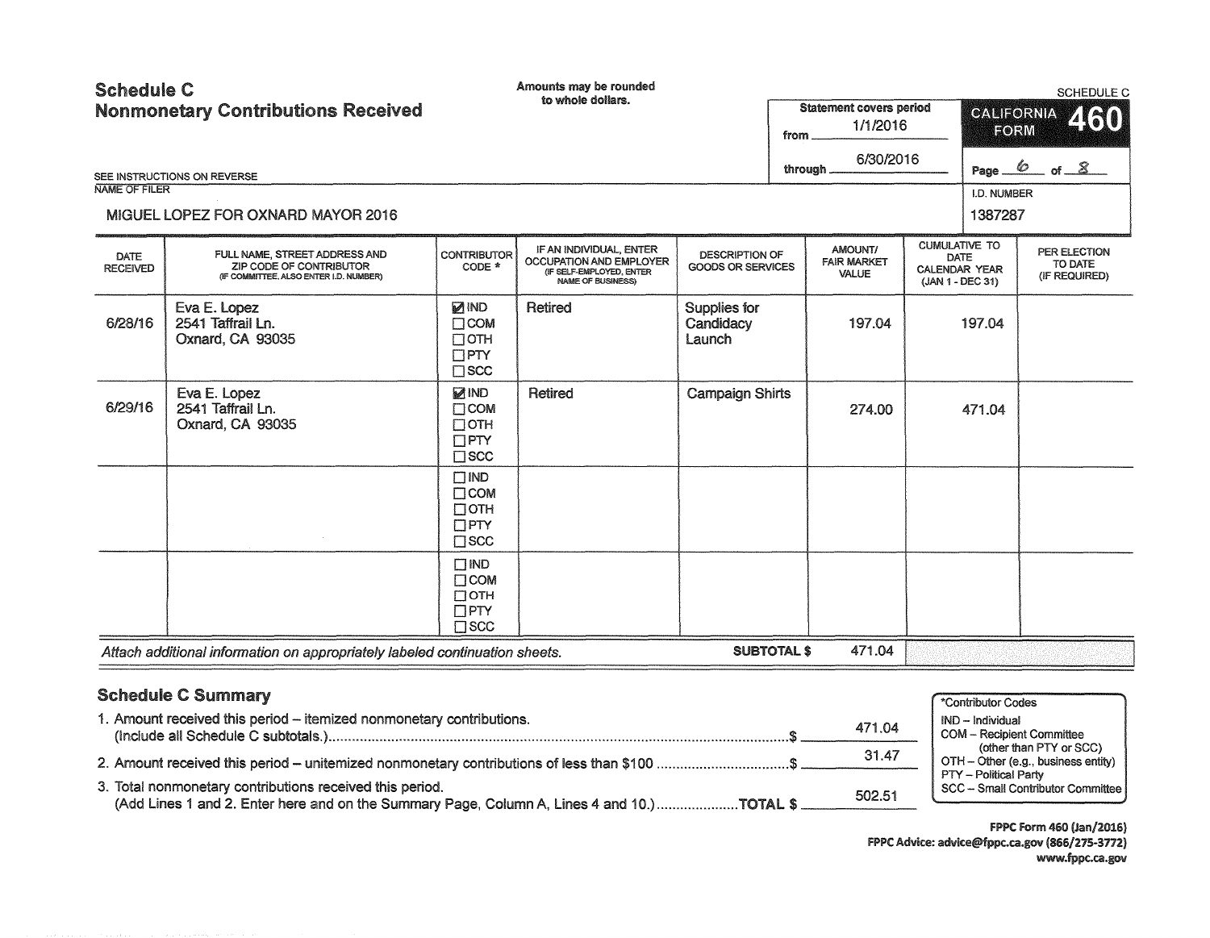# Schedule C
## Nonmonetary Contributions Received

Amounts may be rounded to whole dollars.

SCHEDULE C

**CALIFORNIA FORM 460**

Statement covers period from 1/1/2016 through 6/30/2016

SEE INSTRUCTIONS ON REVERSE

NAME OF FILER: MIGUEL LOPEZ FOR OXNARD MAYOR 2016

I.D. NUMBER: 1387287

| DATE RECEIVED | FULL NAME, STREET ADDRESS AND ZIP CODE OF CONTRIBUTOR (IF COMMITTEE, ALSO ENTER I.D. NUMBER) | CONTRIBUTOR CODE * | IF AN INDIVIDUAL, ENTER OCCUPATION AND EMPLOYER (IF SELF-EMPLOYED, ENTER NAME OF BUSINESS) | DESCRIPTION OF GOODS OR SERVICES | AMOUNT/ FAIR MARKET VALUE | CUMULATIVE TO DATE CALENDAR YEAR (JAN 1 - DEC 31) | PER ELECTION TO DATE (IF REQUIRED) |
|---|---|---|---|---|---|---|---|
| 6/28/16 | Eva E. Lopez<br>2541 Taffrail Ln.<br>Oxnard, CA 93035 | ☑ IND ☐ COM ☐ OTH ☐ PTY ☐ SCC | Retired | Supplies for Candidacy Launch | 197.04 | 197.04 | |
| 6/29/16 | Eva E. Lopez<br>2541 Taffrail Ln.<br>Oxnard, CA 93035 | ☑ IND ☐ COM ☐ OTH ☐ PTY ☐ SCC | Retired | Campaign Shirts | 274.00 | 471.04 | |
| | | ☐ IND ☐ COM ☐ OTH ☐ PTY ☐ SCC | | | | | |
| | | ☐ IND ☐ COM ☐ OTH ☐ PTY ☐ SCC | | | | | |

*Attach additional information on appropriately labeled continuation sheets.* **SUBTOTAL $** 471.04

## Schedule C Summary

1. Amount received this period – itemized nonmonetary contributions. (Include all Schedule C subtotals.) ........ $ 471.04
2. Amount received this period – unitemized nonmonetary contributions of less than $100 ........ $ 31.47
3. Total nonmonetary contributions received this period. (Add Lines 1 and 2. Enter here and on the Summary Page, Column A, Lines 4 and 10.) ........ **TOTAL $** 502.51

*Contributor Codes
- IND – Individual
- COM – Recipient Committee (other than PTY or SCC)
- OTH – Other (e.g., business entity)
- PTY – Political Party
- SCC – Small Contributor Committee

FPPC Form 460 (Jan/2016)
FPPC Advice: advice@fppc.ca.gov (866/275-3772)
www.fppc.ca.gov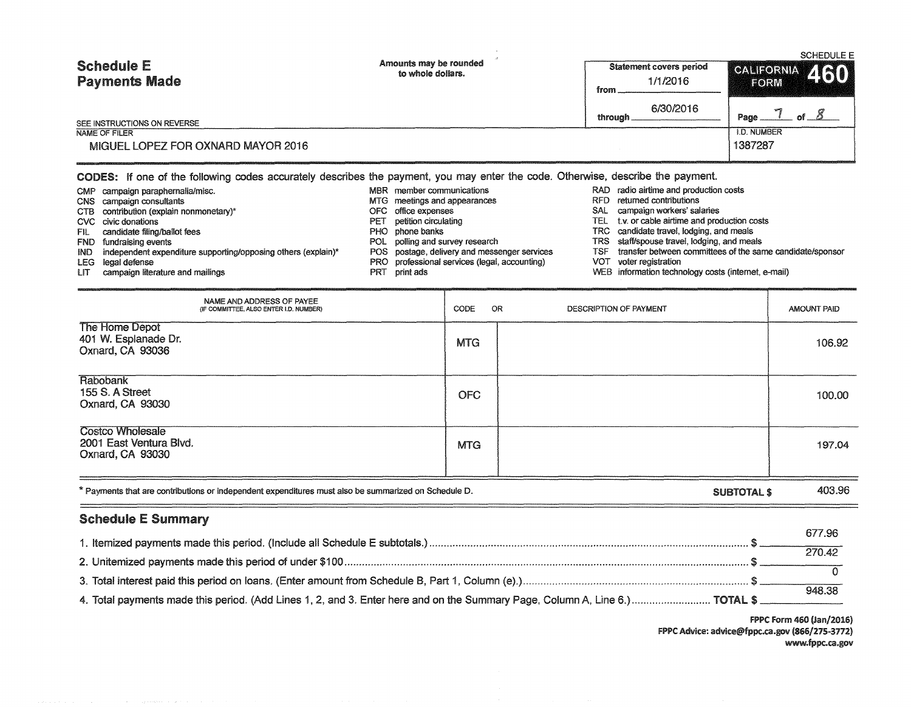SCHEDULE E

## Schedule E
## Payments Made

Amounts may be rounded to whole dollars.

Statement covers period from 1/1/2016 through 6/30/2016

CALIFORNIA FORM **460**

SEE INSTRUCTIONS ON REVERSE

| NAME OF FILER | I.D. NUMBER |
|---|---|
| MIGUEL LOPEZ FOR OXNARD MAYOR 2016 | 1387287 |

**CODES:** If one of the following codes accurately describes the payment, you may enter the code. Otherwise, describe the payment.

- CMP campaign paraphernalia/misc.
- CNS campaign consultants
- CTB contribution (explain nonmonetary)*
- CVC civic donations
- FIL candidate filing/ballot fees
- FND fundraising events
- IND independent expenditure supporting/opposing others (explain)*
- LEG legal defense
- LIT campaign literature and mailings
- MBR member communications
- MTG meetings and appearances
- OFC office expenses
- PET petition circulating
- PHO phone banks
- POL polling and survey research
- POS postage, delivery and messenger services
- PRO professional services (legal, accounting)
- PRT print ads
- RAD radio airtime and production costs
- RFD returned contributions
- SAL campaign workers' salaries
- TEL t.v. or cable airtime and production costs
- TRC candidate travel, lodging, and meals
- TRS staff/spouse travel, lodging, and meals
- TSF transfer between committees of the same candidate/sponsor
- VOT voter registration
- WEB information technology costs (internet, e-mail)

| NAME AND ADDRESS OF PAYEE (IF COMMITTEE, ALSO ENTER I.D. NUMBER) | CODE | OR DESCRIPTION OF PAYMENT | AMOUNT PAID |
|---|---|---|---|
| The Home Depot<br>401 W. Esplanade Dr.<br>Oxnard, CA 93036 | MTG | | 106.92 |
| Rabobank<br>155 S. A Street<br>Oxnard, CA 93030 | OFC | | 100.00 |
| Costco Wholesale<br>2001 East Ventura Blvd.<br>Oxnard, CA 93030 | MTG | | 197.04 |

\* Payments that are contributions or independent expenditures must also be summarized on Schedule D.

**SUBTOTAL $** 403.96

## Schedule E Summary

1. Itemized payments made this period. (Include all Schedule E subtotals.) $ 677.96
2. Unitemized payments made this period of under $100 $ 270.42
3. Total interest paid this period on loans. (Enter amount from Schedule B, Part 1, Column (e).) $ 0
4. Total payments made this period. (Add Lines 1, 2, and 3. Enter here and on the Summary Page, Column A, Line 6.) **TOTAL $** 948.38

FPPC Form 460 (Jan/2016)
FPPC Advice: advice@fppc.ca.gov (866/275-3772)
www.fppc.ca.gov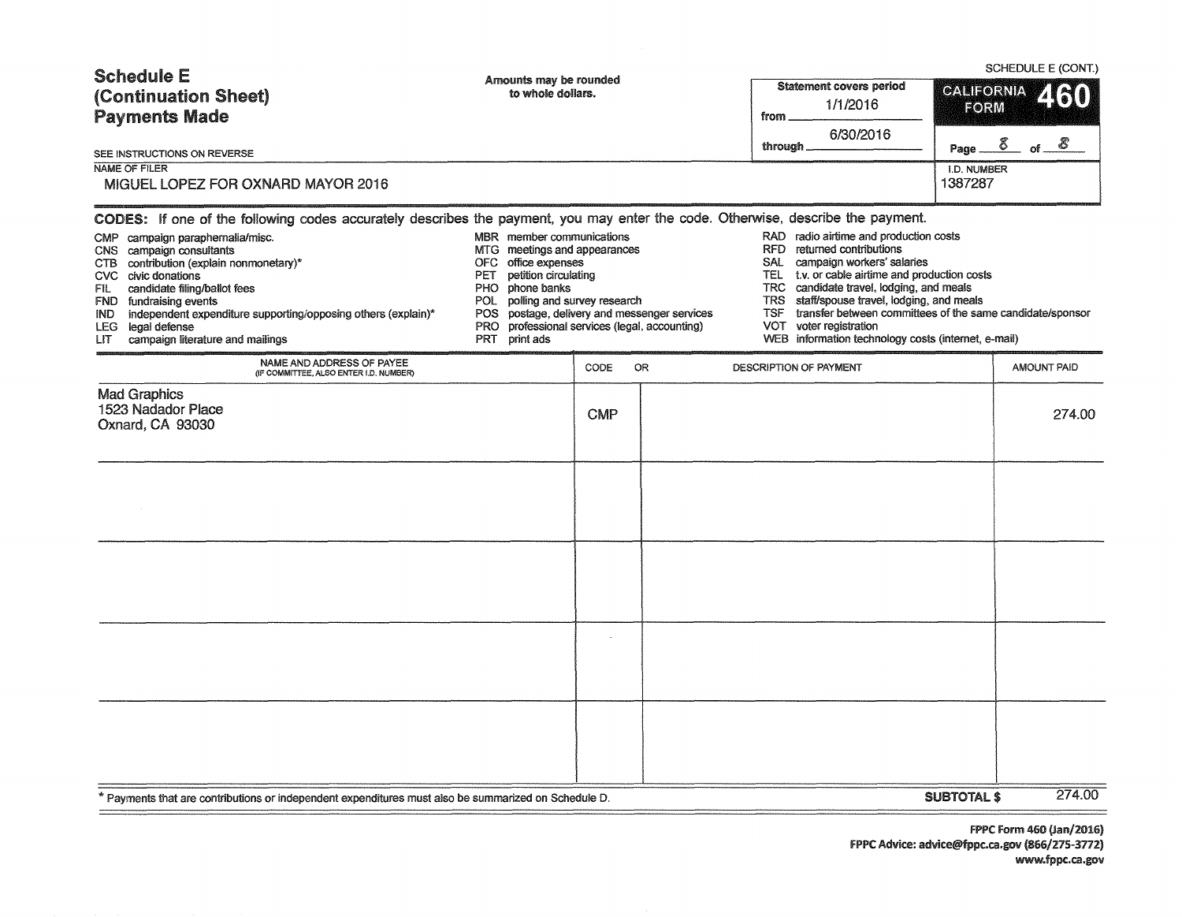# Schedule E (Continuation Sheet) Payments Made

SCHEDULE E (CONT.)

Amounts may be rounded to whole dollars.

Statement covers period from 1/1/2016 through 6/30/2016

CALIFORNIA FORM **460**

Page 8 of 8

SEE INSTRUCTIONS ON REVERSE

NAME OF FILER: MIGUEL LOPEZ FOR OXNARD MAYOR 2016

I.D. NUMBER: 1387287

**CODES:** If one of the following codes accurately describes the payment, you may enter the code. Otherwise, describe the payment.

- CMP campaign paraphernalia/misc.
- CNS campaign consultants
- CTB contribution (explain nonmonetary)*
- CVC civic donations
- FIL candidate filing/ballot fees
- FND fundraising events
- IND independent expenditure supporting/opposing others (explain)*
- LEG legal defense
- LIT campaign literature and mailings
- MBR member communications
- MTG meetings and appearances
- OFC office expenses
- PET petition circulating
- PHO phone banks
- POL polling and survey research
- POS postage, delivery and messenger services
- PRO professional services (legal, accounting)
- PRT print ads
- RAD radio airtime and production costs
- RFD returned contributions
- SAL campaign workers' salaries
- TEL t.v. or cable airtime and production costs
- TRC candidate travel, lodging, and meals
- TRS staff/spouse travel, lodging, and meals
- TSF transfer between committees of the same candidate/sponsor
- VOT voter registration
- WEB information technology costs (internet, e-mail)

| NAME AND ADDRESS OF PAYEE (IF COMMITTEE, ALSO ENTER I.D. NUMBER) | CODE | OR DESCRIPTION OF PAYMENT | AMOUNT PAID |
|---|---|---|---|
| Mad Graphics<br>1523 Nadador Place<br>Oxnard, CA 93030 | CMP | | 274.00 |
| | | | |
| | | | |
| | | | |
| | | | |

\* Payments that are contributions or independent expenditures must also be summarized on Schedule D.

**SUBTOTAL $** 274.00

FPPC Form 460 (Jan/2016)
FPPC Advice: advice@fppc.ca.gov (866/275-3772)
www.fppc.ca.gov